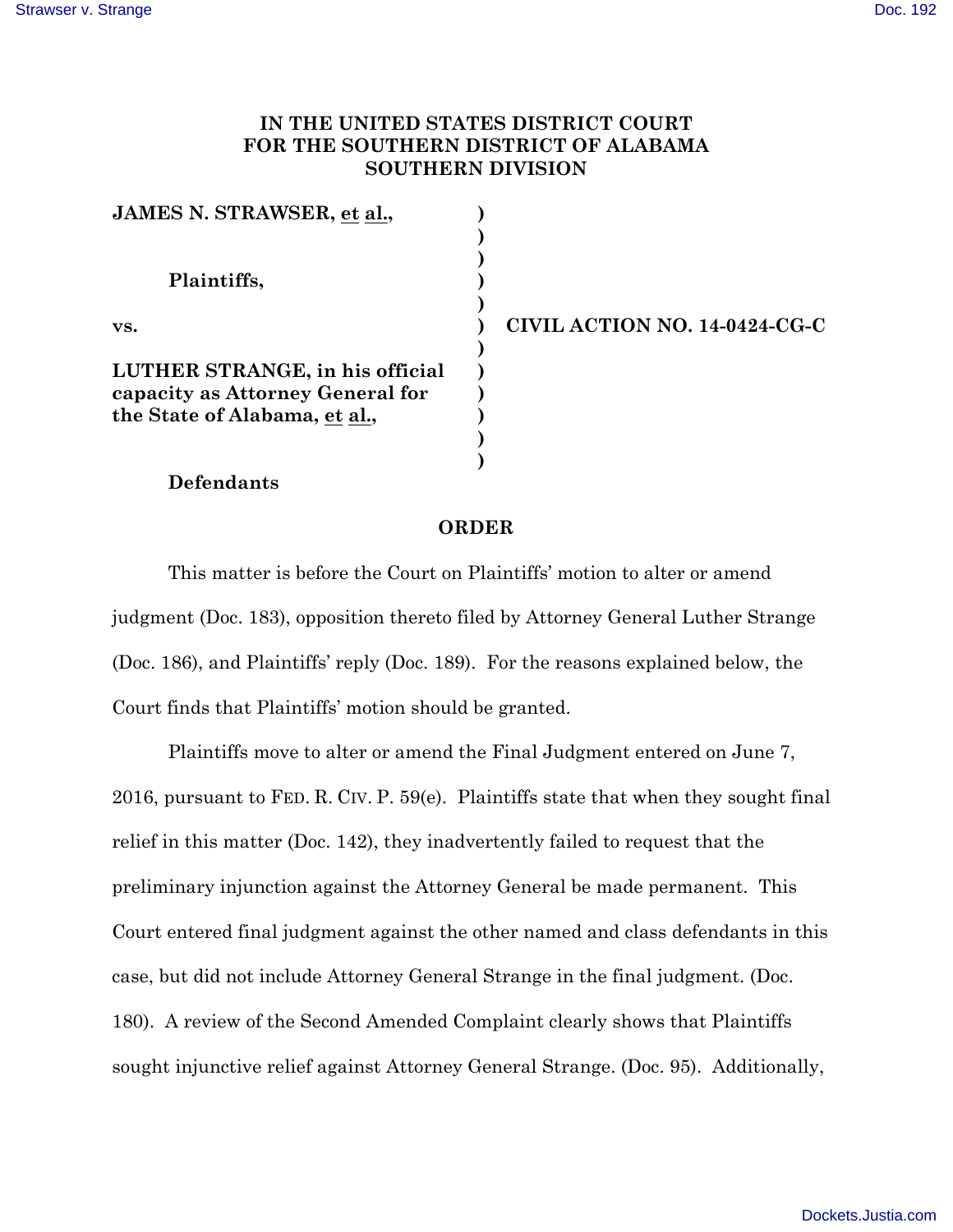**IN THE UNITED STATES DISTRICT COURT FOR THE SOUTHERN DISTRICT OF ALABAMA SOUTHERN DIVISION**

| | | |
|---|---|---|
| **JAMES N. STRAWSER, et al.,** | ) | |
| | ) | |
| **Plaintiffs,** | ) | |
| | ) | |
| **vs.** | ) | **CIVIL ACTION NO. 14-0424-CG-C** |
| | ) | |
| **LUTHER STRANGE, in his official capacity as Attorney General for the State of Alabama, et al.,** | ) | |
| | ) | |
| **Defendants** | ) | |

**ORDER**

This matter is before the Court on Plaintiffs' motion to alter or amend judgment (Doc. 183), opposition thereto filed by Attorney General Luther Strange (Doc. 186), and Plaintiffs' reply (Doc. 189). For the reasons explained below, the Court finds that Plaintiffs' motion should be granted.

Plaintiffs move to alter or amend the Final Judgment entered on June 7, 2016, pursuant to FED. R. CIV. P. 59(e). Plaintiffs state that when they sought final relief in this matter (Doc. 142), they inadvertently failed to request that the preliminary injunction against the Attorney General be made permanent. This Court entered final judgment against the other named and class defendants in this case, but did not include Attorney General Strange in the final judgment. (Doc. 180). A review of the Second Amended Complaint clearly shows that Plaintiffs sought injunctive relief against Attorney General Strange. (Doc. 95). Additionally,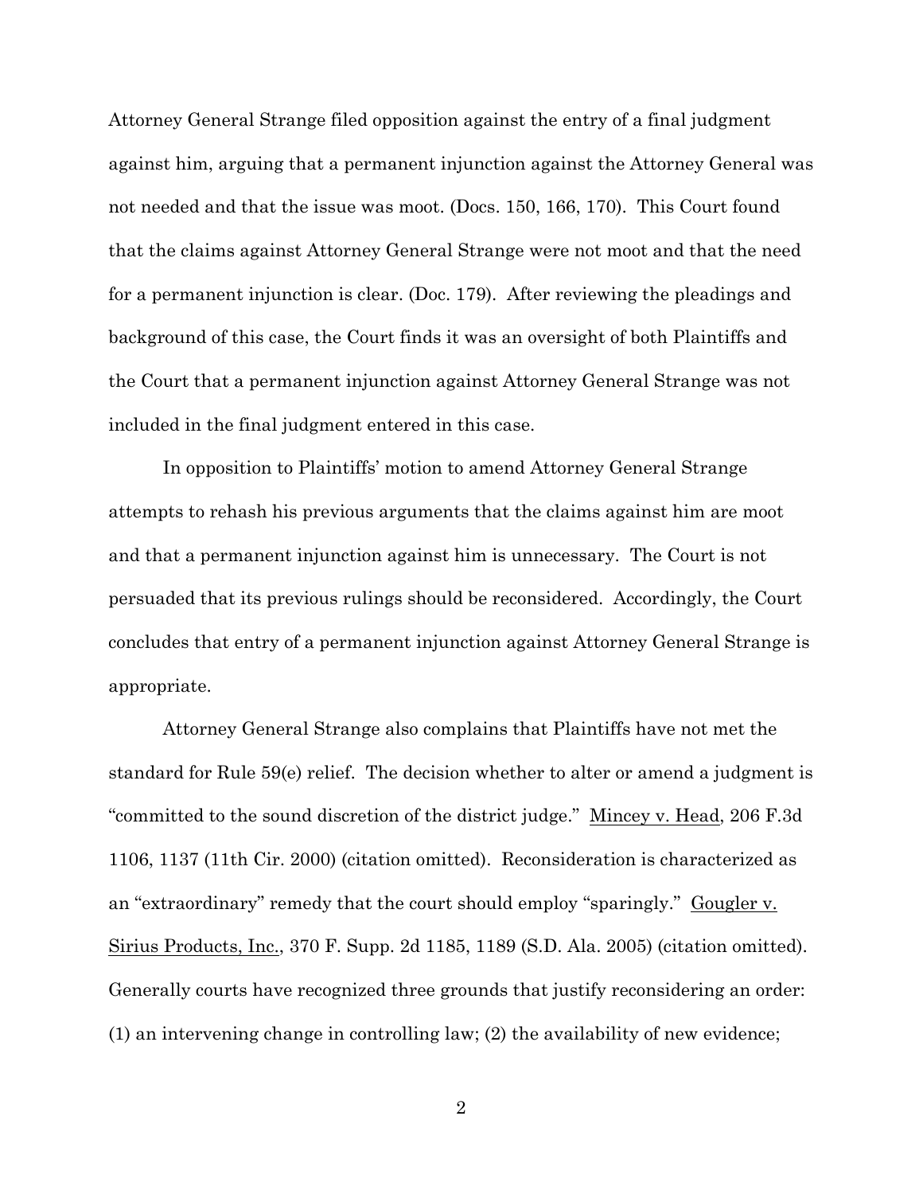Attorney General Strange filed opposition against the entry of a final judgment against him, arguing that a permanent injunction against the Attorney General was not needed and that the issue was moot. (Docs. 150, 166, 170). This Court found that the claims against Attorney General Strange were not moot and that the need for a permanent injunction is clear. (Doc. 179). After reviewing the pleadings and background of this case, the Court finds it was an oversight of both Plaintiffs and the Court that a permanent injunction against Attorney General Strange was not included in the final judgment entered in this case.

In opposition to Plaintiffs' motion to amend Attorney General Strange attempts to rehash his previous arguments that the claims against him are moot and that a permanent injunction against him is unnecessary. The Court is not persuaded that its previous rulings should be reconsidered. Accordingly, the Court concludes that entry of a permanent injunction against Attorney General Strange is appropriate.

Attorney General Strange also complains that Plaintiffs have not met the standard for Rule 59(e) relief. The decision whether to alter or amend a judgment is "committed to the sound discretion of the district judge." Mincey v. Head, 206 F.3d 1106, 1137 (11th Cir. 2000) (citation omitted). Reconsideration is characterized as an "extraordinary" remedy that the court should employ "sparingly." Gougler v. Sirius Products, Inc., 370 F. Supp. 2d 1185, 1189 (S.D. Ala. 2005) (citation omitted). Generally courts have recognized three grounds that justify reconsidering an order: (1) an intervening change in controlling law; (2) the availability of new evidence;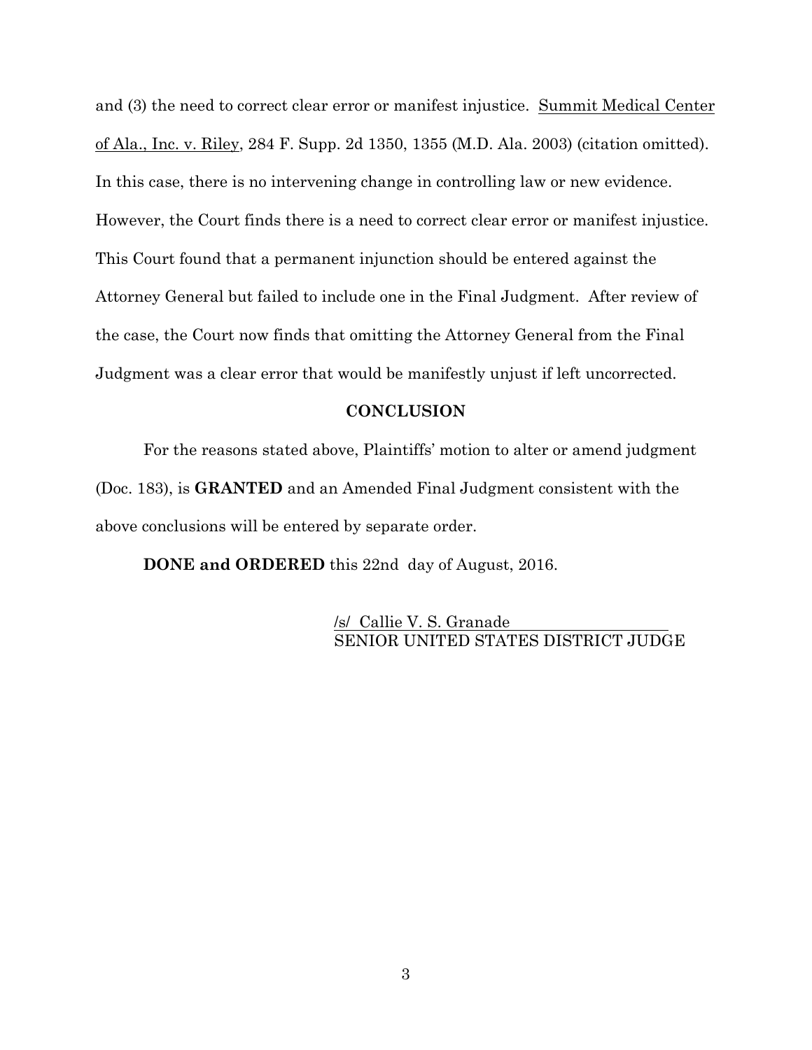and (3) the need to correct clear error or manifest injustice. Summit Medical Center of Ala., Inc. v. Riley, 284 F. Supp. 2d 1350, 1355 (M.D. Ala. 2003) (citation omitted). In this case, there is no intervening change in controlling law or new evidence. However, the Court finds there is a need to correct clear error or manifest injustice. This Court found that a permanent injunction should be entered against the Attorney General but failed to include one in the Final Judgment. After review of the case, the Court now finds that omitting the Attorney General from the Final Judgment was a clear error that would be manifestly unjust if left uncorrected.

## CONCLUSION

For the reasons stated above, Plaintiffs' motion to alter or amend judgment (Doc. 183), is **GRANTED** and an Amended Final Judgment consistent with the above conclusions will be entered by separate order.

**DONE and ORDERED** this 22nd day of August, 2016.

/s/ Callie V. S. Granade
SENIOR UNITED STATES DISTRICT JUDGE